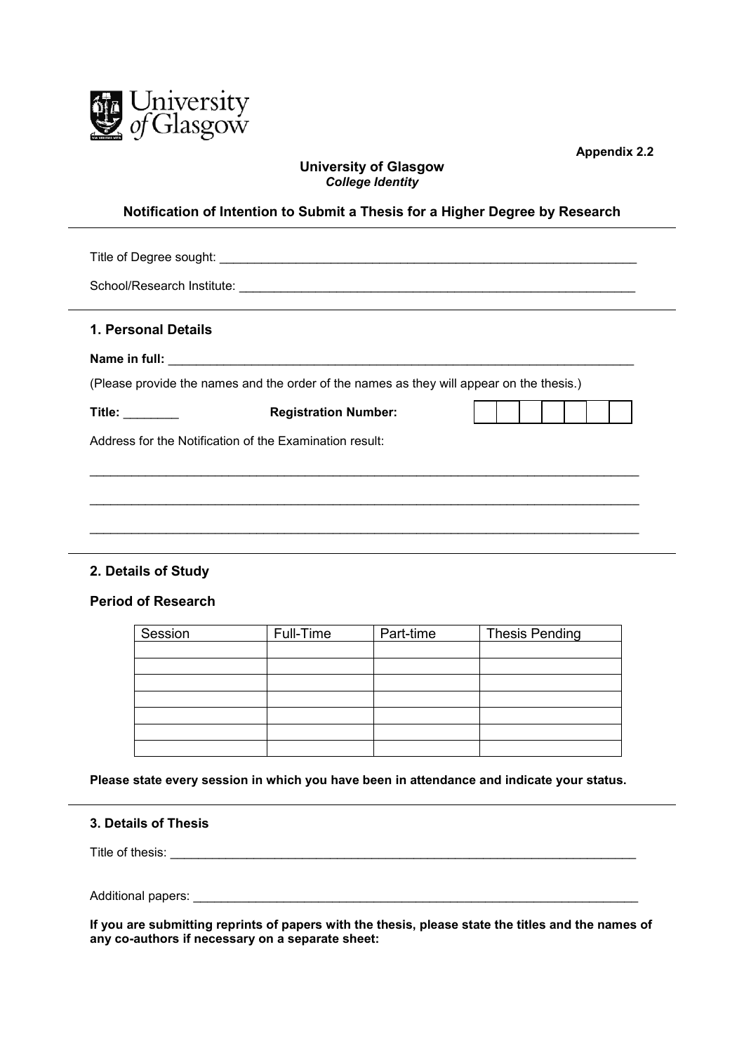**Appendix 2.2**

**University of Glasgow**
***College Identity***

## Notification of Intention to Submit a Thesis for a Higher Degree by Research

---

Title of Degree sought: ______________________________________________________________

School/Research Institute: ___________________________________________________________

---

### 1. Personal Details

**Name in full:** ____________________________________________________________________

(Please provide the names and the order of the names as they will appear on the thesis.)

**Title:** ________ **Registration Number:** | | | | | | | |

Address for the Notification of the Examination result:

_______________________________________________________________________________

_______________________________________________________________________________

_______________________________________________________________________________

---

### 2. Details of Study

**Period of Research**

| Session | Full-Time | Part-time | Thesis Pending |
|---|---|---|---|
| | | | |
| | | | |
| | | | |
| | | | |
| | | | |
| | | | |
| | | | |

**Please state every session in which you have been in attendance and indicate your status.**

---

### 3. Details of Thesis

Title of thesis: ____________________________________________________________________

Additional papers: _________________________________________________________________

**If you are submitting reprints of papers with the thesis, please state the titles and the names of any co-authors if necessary on a separate sheet:**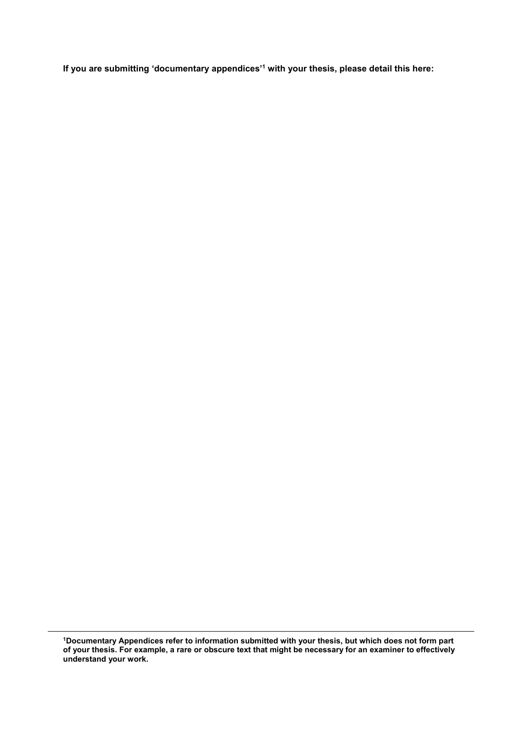**If you are submitting 'documentary appendices'[1] with your thesis, please detail this here:**

---

**[1]Documentary Appendices refer to information submitted with your thesis, but which does not form part of your thesis. For example, a rare or obscure text that might be necessary for an examiner to effectively understand your work.**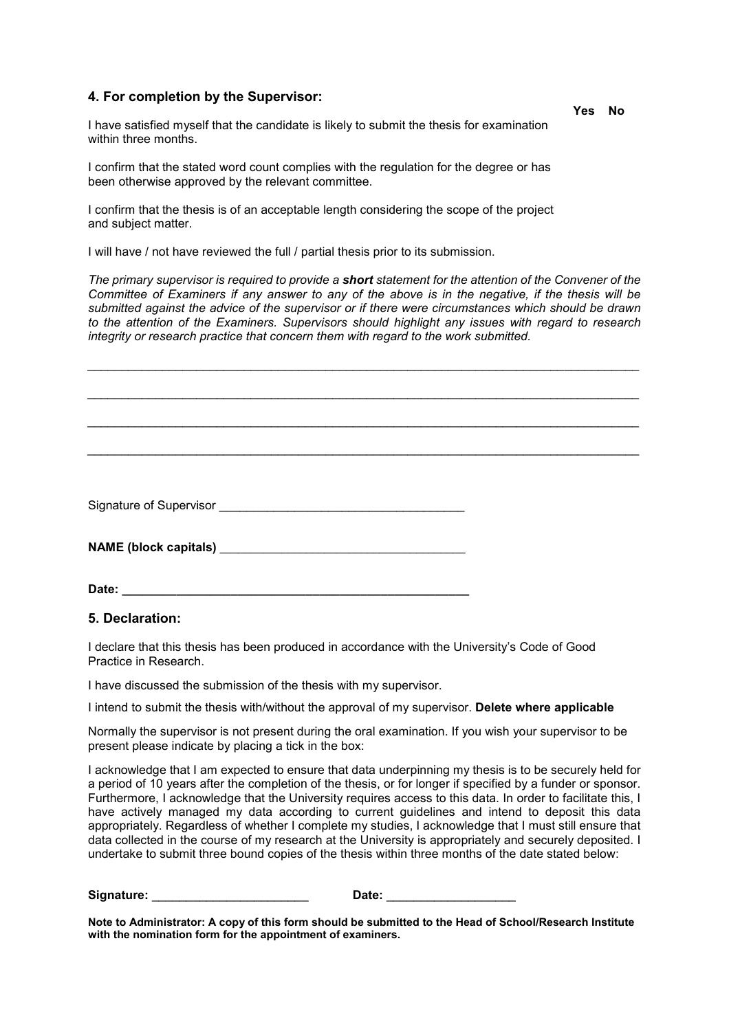## 4. For completion by the Supervisor:

**Yes No**

I have satisfied myself that the candidate is likely to submit the thesis for examination within three months.

I confirm that the stated word count complies with the regulation for the degree or has been otherwise approved by the relevant committee.

I confirm that the thesis is of an acceptable length considering the scope of the project and subject matter.

I will have / not have reviewed the full / partial thesis prior to its submission.

*The primary supervisor is required to provide a **short** statement for the attention of the Convener of the Committee of Examiners if any answer to any of the above is in the negative, if the thesis will be submitted against the advice of the supervisor or if there were circumstances which should be drawn to the attention of the Examiners. Supervisors should highlight any issues with regard to research integrity or research practice that concern them with regard to the work submitted.*

\_\_\_\_\_\_\_\_\_\_\_\_\_\_\_\_\_\_\_\_\_\_\_\_\_\_\_\_\_\_\_\_\_\_\_\_\_\_\_\_\_\_\_\_\_\_\_\_\_\_\_\_\_\_\_\_\_\_\_\_\_\_\_\_\_\_\_\_\_\_\_\_\_\_\_\_\_\_

\_\_\_\_\_\_\_\_\_\_\_\_\_\_\_\_\_\_\_\_\_\_\_\_\_\_\_\_\_\_\_\_\_\_\_\_\_\_\_\_\_\_\_\_\_\_\_\_\_\_\_\_\_\_\_\_\_\_\_\_\_\_\_\_\_\_\_\_\_\_\_\_\_\_\_\_\_\_

\_\_\_\_\_\_\_\_\_\_\_\_\_\_\_\_\_\_\_\_\_\_\_\_\_\_\_\_\_\_\_\_\_\_\_\_\_\_\_\_\_\_\_\_\_\_\_\_\_\_\_\_\_\_\_\_\_\_\_\_\_\_\_\_\_\_\_\_\_\_\_\_\_\_\_\_\_\_

\_\_\_\_\_\_\_\_\_\_\_\_\_\_\_\_\_\_\_\_\_\_\_\_\_\_\_\_\_\_\_\_\_\_\_\_\_\_\_\_\_\_\_\_\_\_\_\_\_\_\_\_\_\_\_\_\_\_\_\_\_\_\_\_\_\_\_\_\_\_\_\_\_\_\_\_\_\_

Signature of Supervisor \_\_\_\_\_\_\_\_\_\_\_\_\_\_\_\_\_\_\_\_\_\_\_\_\_\_\_\_\_\_\_\_\_\_\_\_

**NAME (block capitals)** \_\_\_\_\_\_\_\_\_\_\_\_\_\_\_\_\_\_\_\_\_\_\_\_\_\_\_\_\_\_\_\_\_\_\_\_

**Date: \_\_\_\_\_\_\_\_\_\_\_\_\_\_\_\_\_\_\_\_\_\_\_\_\_\_\_\_\_\_\_\_\_\_\_\_\_\_\_\_\_\_\_\_\_\_\_\_\_**

## 5. Declaration:

I declare that this thesis has been produced in accordance with the University's Code of Good Practice in Research.

I have discussed the submission of the thesis with my supervisor.

I intend to submit the thesis with/without the approval of my supervisor. **Delete where applicable**

Normally the supervisor is not present during the oral examination. If you wish your supervisor to be present please indicate by placing a tick in the box:

I acknowledge that I am expected to ensure that data underpinning my thesis is to be securely held for a period of 10 years after the completion of the thesis, or for longer if specified by a funder or sponsor. Furthermore, I acknowledge that the University requires access to this data. In order to facilitate this, I have actively managed my data according to current guidelines and intend to deposit this data appropriately. Regardless of whether I complete my studies, I acknowledge that I must still ensure that data collected in the course of my research at the University is appropriately and securely deposited. I undertake to submit three bound copies of the thesis within three months of the date stated below:

**Signature:** \_\_\_\_\_\_\_\_\_\_\_\_\_\_\_\_\_\_\_\_\_\_\_ **Date:** \_\_\_\_\_\_\_\_\_\_\_\_\_\_\_\_\_\_\_

**Note to Administrator: A copy of this form should be submitted to the Head of School/Research Institute with the nomination form for the appointment of examiners.**